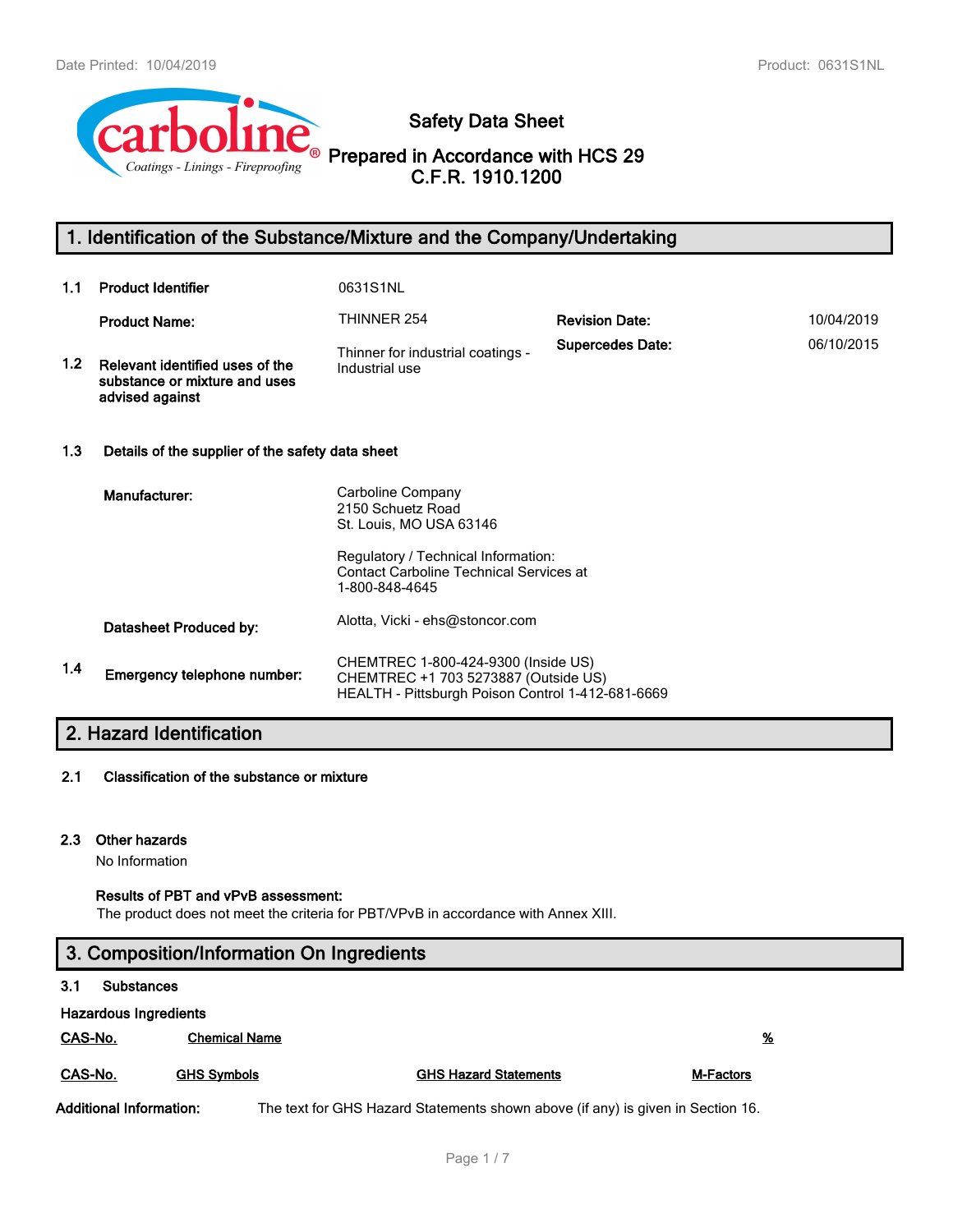# Safety Data Sheet

## Prepared in Accordance with HCS 29 C.F.R. 1910.1200

## 1. Identification of the Substance/Mixture and the Company/Undertaking

**1.1 Product Identifier** 0631S1NL

**Product Name:** THINNER 254

**Revision Date:** 10/04/2019

**Supercedes Date:** 06/10/2015

**1.2 Relevant identified uses of the substance or mixture and uses advised against**

Thinner for industrial coatings - Industrial use

**1.3 Details of the supplier of the safety data sheet**

**Manufacturer:**

Carboline Company
2150 Schuetz Road
St. Louis, MO USA 63146

Regulatory / Technical Information:
Contact Carboline Technical Services at
1-800-848-4645

**Datasheet Produced by:** Alotta, Vicki - ehs@stoncor.com

**1.4 Emergency telephone number:**

CHEMTREC 1-800-424-9300 (Inside US)
CHEMTREC +1 703 5273887 (Outside US)
HEALTH - Pittsburgh Poison Control 1-412-681-6669

## 2. Hazard Identification

**2.1 Classification of the substance or mixture**

**2.3 Other hazards**

No Information

**Results of PBT and vPvB assessment:**

The product does not meet the criteria for PBT/VPvB in accordance with Annex XIII.

## 3. Composition/Information On Ingredients

**3.1 Substances**

**Hazardous Ingredients**

| CAS-No. | Chemical Name | % |
|---|---|---|

| CAS-No. | GHS Symbols | GHS Hazard Statements | M-Factors |
|---|---|---|---|

**Additional Information:** The text for GHS Hazard Statements shown above (if any) is given in Section 16.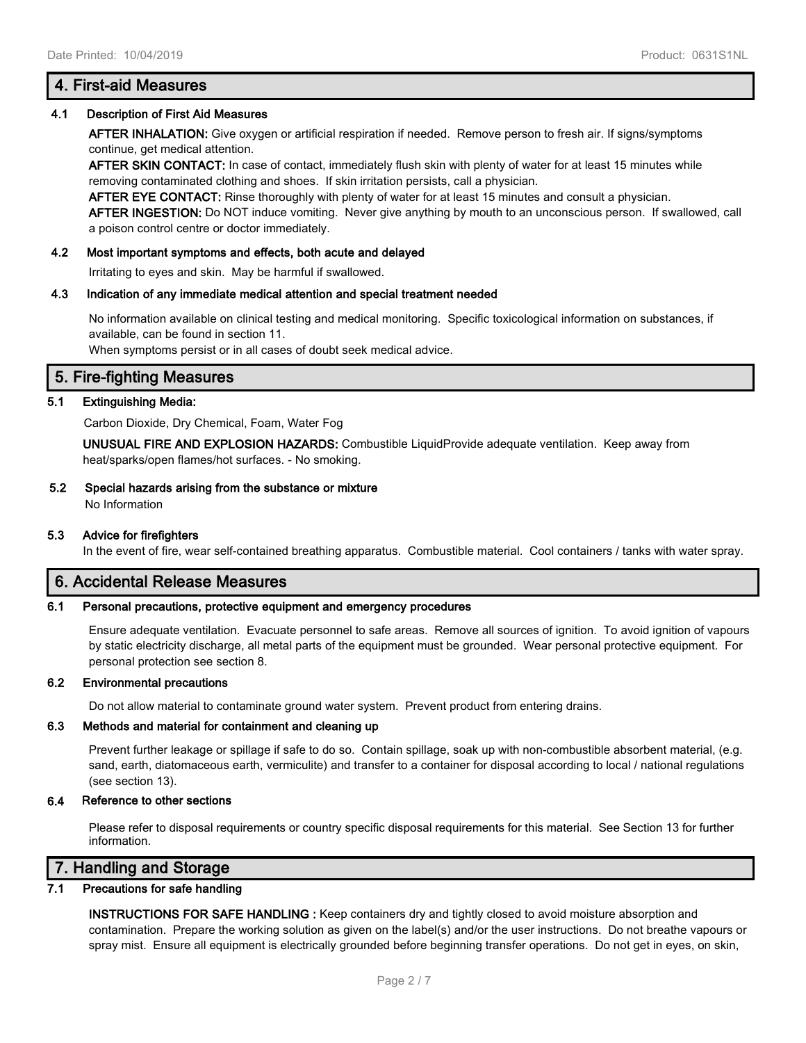## 4. First-aid Measures

### 4.1 Description of First Aid Measures

**AFTER INHALATION:** Give oxygen or artificial respiration if needed. Remove person to fresh air. If signs/symptoms continue, get medical attention.

**AFTER SKIN CONTACT:** In case of contact, immediately flush skin with plenty of water for at least 15 minutes while removing contaminated clothing and shoes. If skin irritation persists, call a physician.

**AFTER EYE CONTACT:** Rinse thoroughly with plenty of water for at least 15 minutes and consult a physician.

**AFTER INGESTION:** Do NOT induce vomiting. Never give anything by mouth to an unconscious person. If swallowed, call a poison control centre or doctor immediately.

### 4.2 Most important symptoms and effects, both acute and delayed

Irritating to eyes and skin. May be harmful if swallowed.

### 4.3 Indication of any immediate medical attention and special treatment needed

No information available on clinical testing and medical monitoring. Specific toxicological information on substances, if available, can be found in section 11.

When symptoms persist or in all cases of doubt seek medical advice.

## 5. Fire-fighting Measures

### 5.1 Extinguishing Media:

Carbon Dioxide, Dry Chemical, Foam, Water Fog

**UNUSUAL FIRE AND EXPLOSION HAZARDS:** Combustible LiquidProvide adequate ventilation. Keep away from heat/sparks/open flames/hot surfaces. - No smoking.

### 5.2 Special hazards arising from the substance or mixture

No Information

### 5.3 Advice for firefighters

In the event of fire, wear self-contained breathing apparatus. Combustible material. Cool containers / tanks with water spray.

## 6. Accidental Release Measures

### 6.1 Personal precautions, protective equipment and emergency procedures

Ensure adequate ventilation. Evacuate personnel to safe areas. Remove all sources of ignition. To avoid ignition of vapours by static electricity discharge, all metal parts of the equipment must be grounded. Wear personal protective equipment. For personal protection see section 8.

### 6.2 Environmental precautions

Do not allow material to contaminate ground water system. Prevent product from entering drains.

### 6.3 Methods and material for containment and cleaning up

Prevent further leakage or spillage if safe to do so. Contain spillage, soak up with non-combustible absorbent material, (e.g. sand, earth, diatomaceous earth, vermiculite) and transfer to a container for disposal according to local / national regulations (see section 13).

### 6.4 Reference to other sections

Please refer to disposal requirements or country specific disposal requirements for this material. See Section 13 for further information.

## 7. Handling and Storage

### 7.1 Precautions for safe handling

**INSTRUCTIONS FOR SAFE HANDLING :** Keep containers dry and tightly closed to avoid moisture absorption and contamination. Prepare the working solution as given on the label(s) and/or the user instructions. Do not breathe vapours or spray mist. Ensure all equipment is electrically grounded before beginning transfer operations. Do not get in eyes, on skin,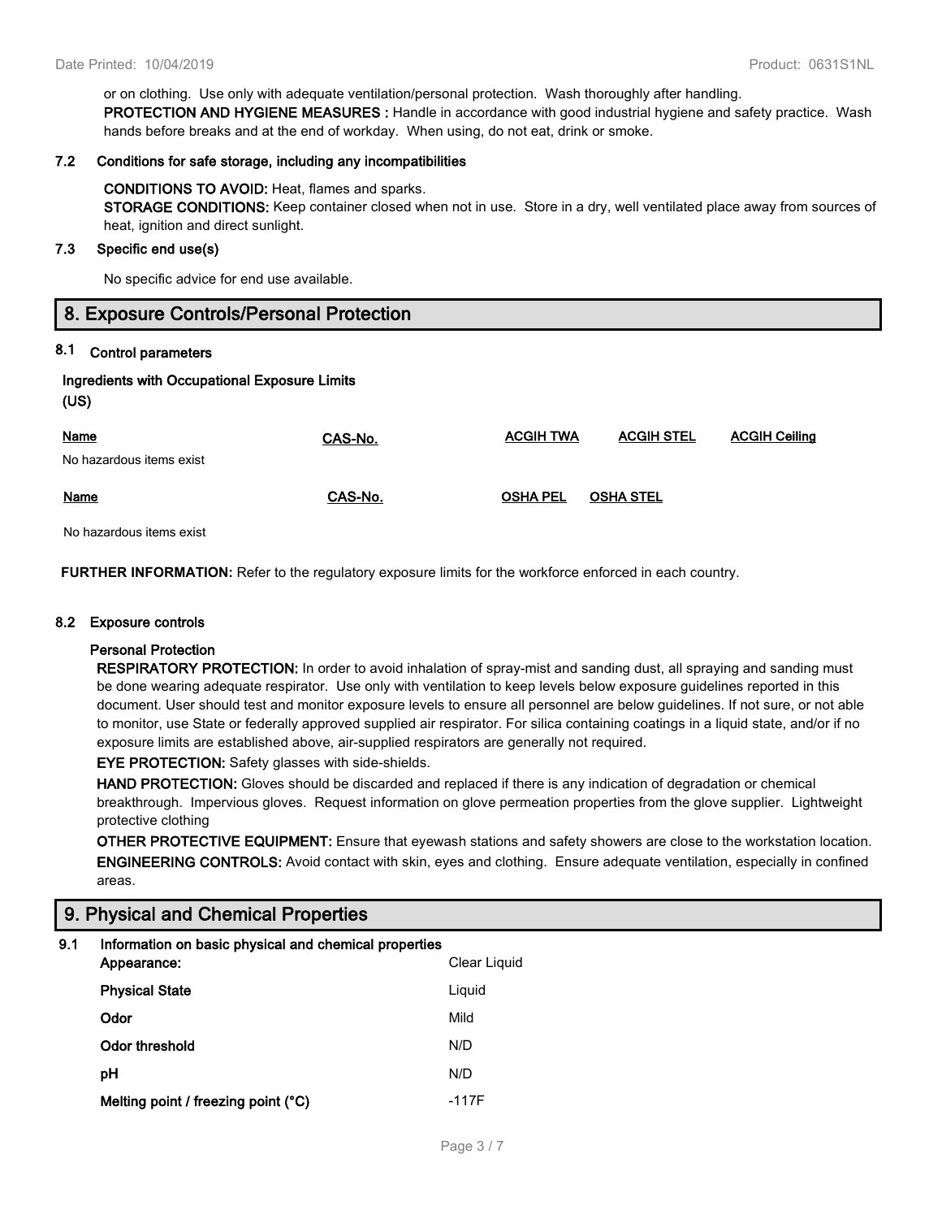or on clothing. Use only with adequate ventilation/personal protection. Wash thoroughly after handling.

**PROTECTION AND HYGIENE MEASURES :** Handle in accordance with good industrial hygiene and safety practice. Wash hands before breaks and at the end of workday. When using, do not eat, drink or smoke.

### 7.2 Conditions for safe storage, including any incompatibilities

**CONDITIONS TO AVOID:** Heat, flames and sparks.

**STORAGE CONDITIONS:** Keep container closed when not in use. Store in a dry, well ventilated place away from sources of heat, ignition and direct sunlight.

### 7.3 Specific end use(s)

No specific advice for end use available.

## 8. Exposure Controls/Personal Protection

### 8.1 Control parameters

**Ingredients with Occupational Exposure Limits (US)**

| Name | CAS-No. | ACGIH TWA | ACGIH STEL | ACGIH Ceiling |
|---|---|---|---|---|
| No hazardous items exist | | | | |

| Name | CAS-No. | OSHA PEL | OSHA STEL |
|---|---|---|---|
| No hazardous items exist | | | |

**FURTHER INFORMATION:** Refer to the regulatory exposure limits for the workforce enforced in each country.

### 8.2 Exposure controls

**Personal Protection**

**RESPIRATORY PROTECTION:** In order to avoid inhalation of spray-mist and sanding dust, all spraying and sanding must be done wearing adequate respirator. Use only with ventilation to keep levels below exposure guidelines reported in this document. User should test and monitor exposure levels to ensure all personnel are below guidelines. If not sure, or not able to monitor, use State or federally approved supplied air respirator. For silica containing coatings in a liquid state, and/or if no exposure limits are established above, air-supplied respirators are generally not required.

**EYE PROTECTION:** Safety glasses with side-shields.

**HAND PROTECTION:** Gloves should be discarded and replaced if there is any indication of degradation or chemical breakthrough. Impervious gloves. Request information on glove permeation properties from the glove supplier. Lightweight protective clothing

**OTHER PROTECTIVE EQUIPMENT:** Ensure that eyewash stations and safety showers are close to the workstation location.

**ENGINEERING CONTROLS:** Avoid contact with skin, eyes and clothing. Ensure adequate ventilation, especially in confined areas.

## 9. Physical and Chemical Properties

### 9.1 Information on basic physical and chemical properties

| | |
|---|---|
| **Appearance:** | Clear Liquid |
| **Physical State** | Liquid |
| **Odor** | Mild |
| **Odor threshold** | N/D |
| **pH** | N/D |
| **Melting point / freezing point (°C)** | -117F |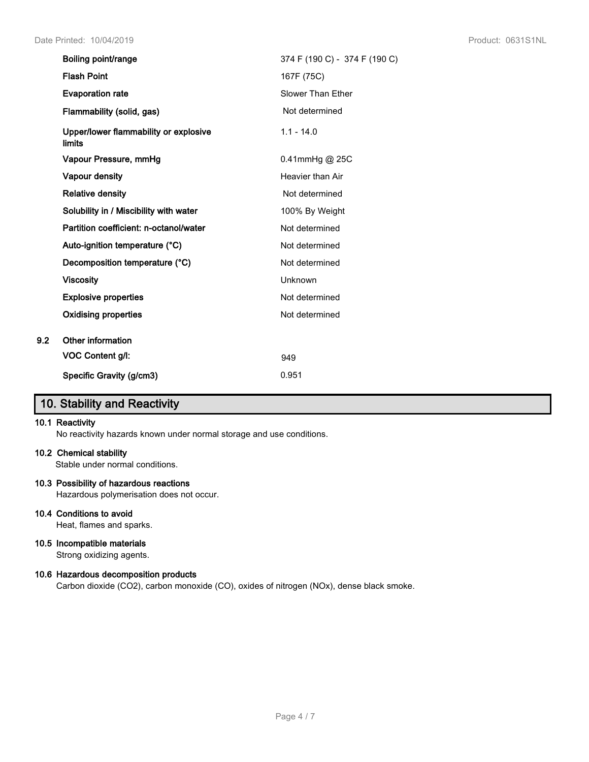| | |
|---|---|
| **Boiling point/range** | 374 F (190 C) - 374 F (190 C) |
| **Flash Point** | 167F (75C) |
| **Evaporation rate** | Slower Than Ether |
| **Flammability (solid, gas)** | Not determined |
| **Upper/lower flammability or explosive limits** | 1.1 - 14.0 |
| **Vapour Pressure, mmHg** | 0.41mmHg @ 25C |
| **Vapour density** | Heavier than Air |
| **Relative density** | Not determined |
| **Solubility in / Miscibility with water** | 100% By Weight |
| **Partition coefficient: n-octanol/water** | Not determined |
| **Auto-ignition temperature (°C)** | Not determined |
| **Decomposition temperature (°C)** | Not determined |
| **Viscosity** | Unknown |
| **Explosive properties** | Not determined |
| **Oxidising properties** | Not determined |

**9.2 Other information**

| | |
|---|---|
| **VOC Content g/l:** | 949 |
| **Specific Gravity (g/cm3)** | 0.951 |

## 10. Stability and Reactivity

**10.1 Reactivity**

No reactivity hazards known under normal storage and use conditions.

**10.2 Chemical stability**

Stable under normal conditions.

**10.3 Possibility of hazardous reactions**

Hazardous polymerisation does not occur.

**10.4 Conditions to avoid**

Heat, flames and sparks.

**10.5 Incompatible materials**

Strong oxidizing agents.

**10.6 Hazardous decomposition products**

Carbon dioxide ($CO_2$), carbon monoxide (CO), oxides of nitrogen ($NO_x$), dense black smoke.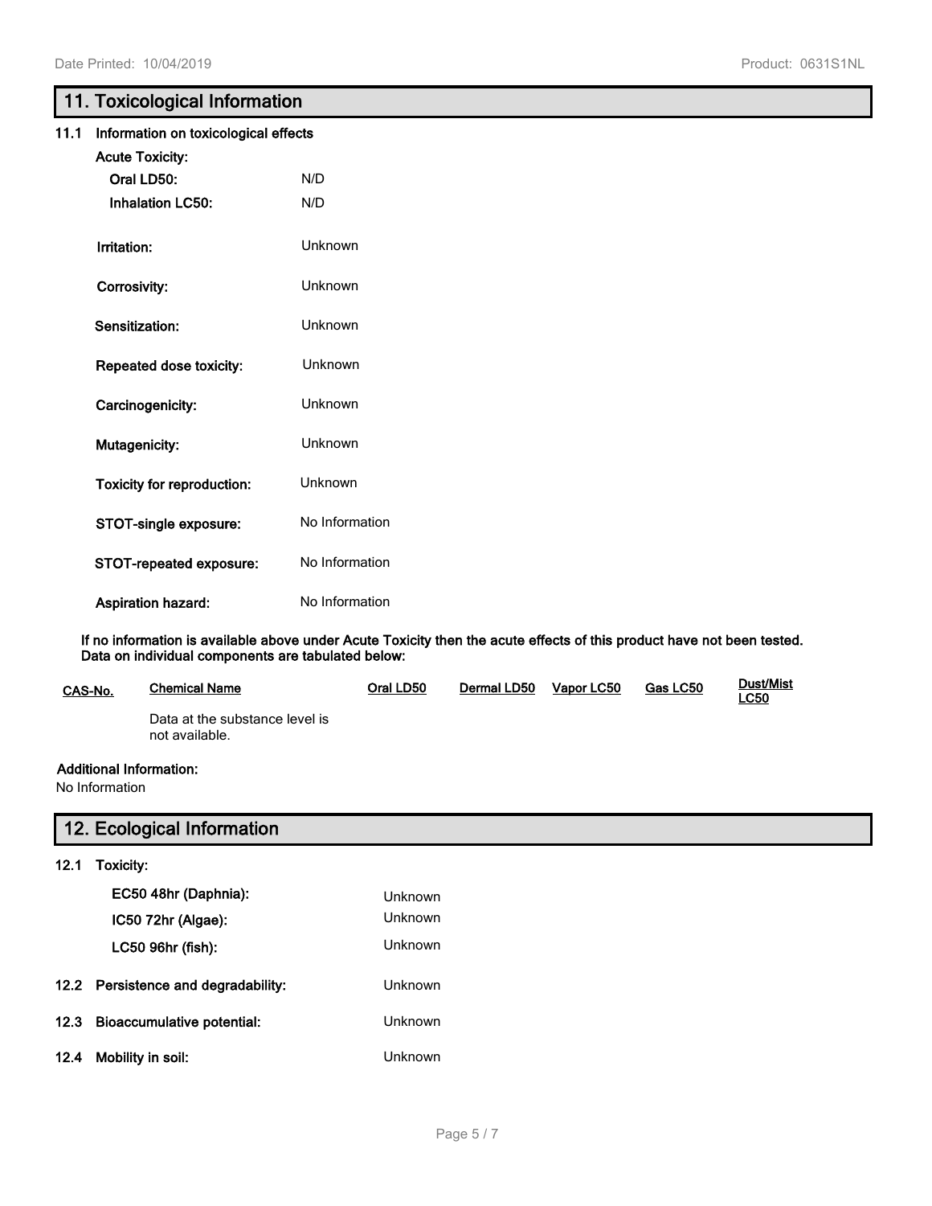## 11. Toxicological Information

### 11.1 Information on toxicological effects

**Acute Toxicity:**

| | |
|---|---|
| **Oral LD50:** | N/D |
| **Inhalation LC50:** | N/D |
| **Irritation:** | Unknown |
| **Corrosivity:** | Unknown |
| **Sensitization:** | Unknown |
| **Repeated dose toxicity:** | Unknown |
| **Carcinogenicity:** | Unknown |
| **Mutagenicity:** | Unknown |
| **Toxicity for reproduction:** | Unknown |
| **STOT-single exposure:** | No Information |
| **STOT-repeated exposure:** | No Information |
| **Aspiration hazard:** | No Information |

**If no information is available above under Acute Toxicity then the acute effects of this product have not been tested. Data on individual components are tabulated below:**

| CAS-No. | Chemical Name | Oral LD50 | Dermal LD50 | Vapor LC50 | Gas LC50 | Dust/Mist LC50 |
|---|---|---|---|---|---|---|
| | Data at the substance level is not available. | | | | | |

**Additional Information:**

No Information

## 12. Ecological Information

### 12.1 Toxicity:

| | |
|---|---|
| **EC50 48hr (Daphnia):** | Unknown |
| **IC50 72hr (Algae):** | Unknown |
| **LC50 96hr (fish):** | Unknown |

**12.2 Persistence and degradability:** Unknown

**12.3 Bioaccumulative potential:** Unknown

**12.4 Mobility in soil:** Unknown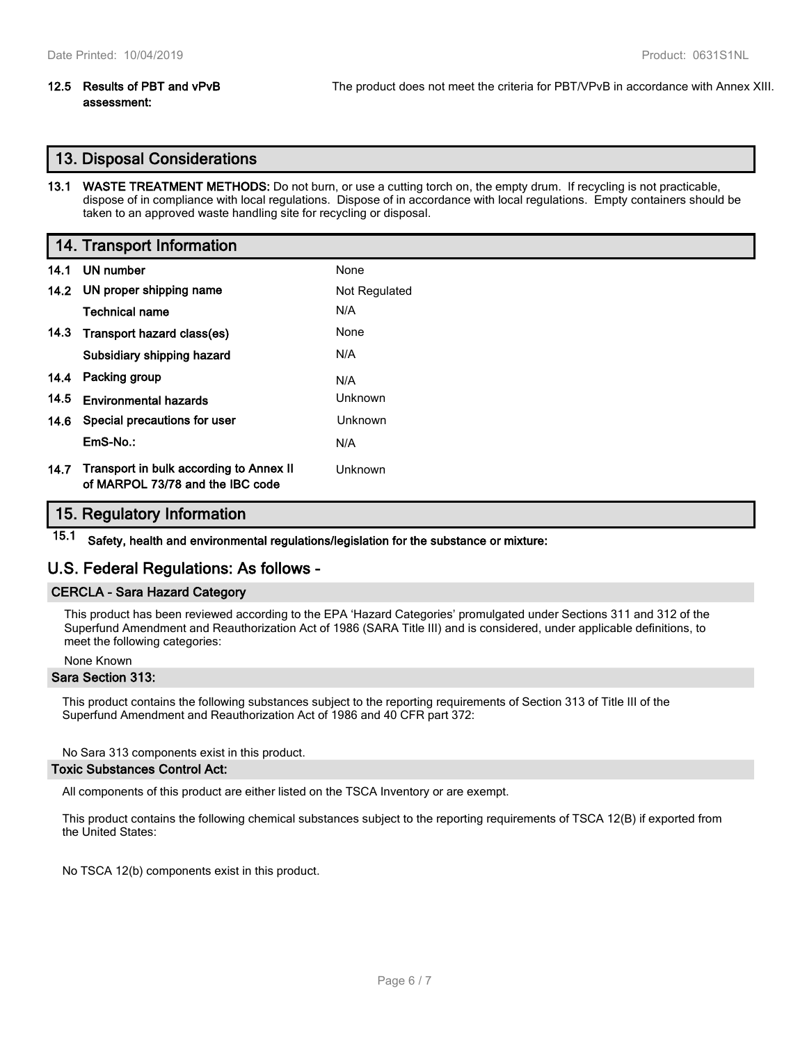**12.5 Results of PBT and vPvB assessment:** The product does not meet the criteria for PBT/VPvB in accordance with Annex XIII.

## 13. Disposal Considerations

**13.1 WASTE TREATMENT METHODS:** Do not burn, or use a cutting torch on, the empty drum. If recycling is not practicable, dispose of in compliance with local regulations. Dispose of in accordance with local regulations. Empty containers should be taken to an approved waste handling site for recycling or disposal.

## 14. Transport Information

| | | |
|---|---|---|
| **14.1** | **UN number** | None |
| **14.2** | **UN proper shipping name** | Not Regulated |
| | **Technical name** | N/A |
| **14.3** | **Transport hazard class(es)** | None |
| | **Subsidiary shipping hazard** | N/A |
| **14.4** | **Packing group** | N/A |
| **14.5** | **Environmental hazards** | Unknown |
| **14.6** | **Special precautions for user** | Unknown |
| | **EmS-No.:** | N/A |
| **14.7** | **Transport in bulk according to Annex II of MARPOL 73/78 and the IBC code** | Unknown |

## 15. Regulatory Information

**15.1 Safety, health and environmental regulations/legislation for the substance or mixture:**

## U.S. Federal Regulations: As follows -

### CERCLA - Sara Hazard Category

This product has been reviewed according to the EPA 'Hazard Categories' promulgated under Sections 311 and 312 of the Superfund Amendment and Reauthorization Act of 1986 (SARA Title III) and is considered, under applicable definitions, to meet the following categories:

None Known

### Sara Section 313:

This product contains the following substances subject to the reporting requirements of Section 313 of Title III of the Superfund Amendment and Reauthorization Act of 1986 and 40 CFR part 372:

No Sara 313 components exist in this product.

### Toxic Substances Control Act:

All components of this product are either listed on the TSCA Inventory or are exempt.

This product contains the following chemical substances subject to the reporting requirements of TSCA 12(B) if exported from the United States:

No TSCA 12(b) components exist in this product.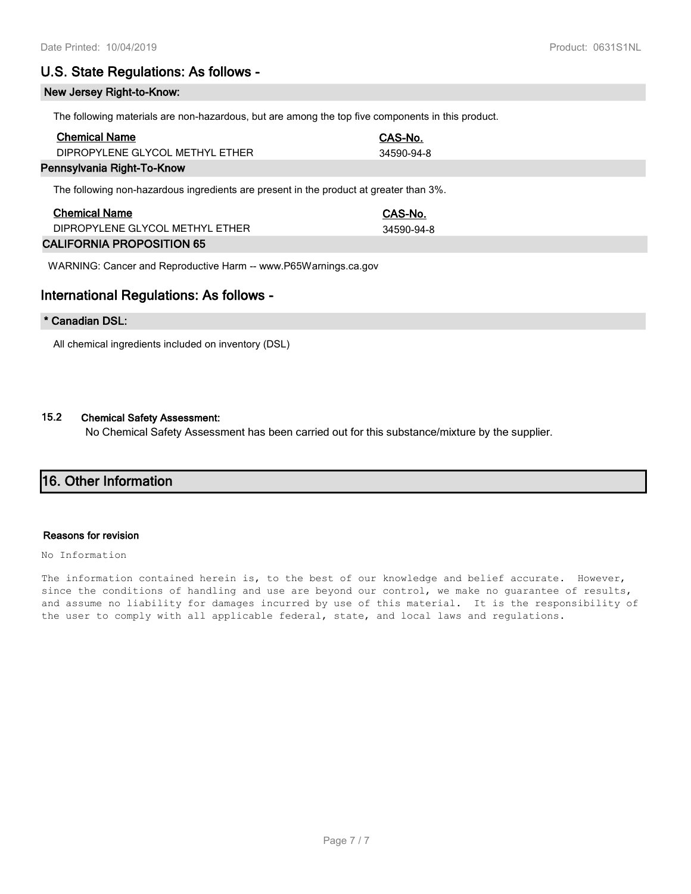## U.S. State Regulations: As follows -

### New Jersey Right-to-Know:

The following materials are non-hazardous, but are among the top five components in this product.

| Chemical Name | CAS-No. |
| --- | --- |
| DIPROPYLENE GLYCOL METHYL ETHER | 34590-94-8 |

### Pennsylvania Right-To-Know

The following non-hazardous ingredients are present in the product at greater than 3%.

| Chemical Name | CAS-No. |
| --- | --- |
| DIPROPYLENE GLYCOL METHYL ETHER | 34590-94-8 |

### CALIFORNIA PROPOSITION 65

WARNING: Cancer and Reproductive Harm -- www.P65Warnings.ca.gov

## International Regulations: As follows -

### * Canadian DSL:

All chemical ingredients included on inventory (DSL)

**15.2 Chemical Safety Assessment:**

No Chemical Safety Assessment has been carried out for this substance/mixture by the supplier.

## 16. Other Information

**Reasons for revision**

No Information

The information contained herein is, to the best of our knowledge and belief accurate. However, since the conditions of handling and use are beyond our control, we make no guarantee of results, and assume no liability for damages incurred by use of this material. It is the responsibility of the user to comply with all applicable federal, state, and local laws and regulations.